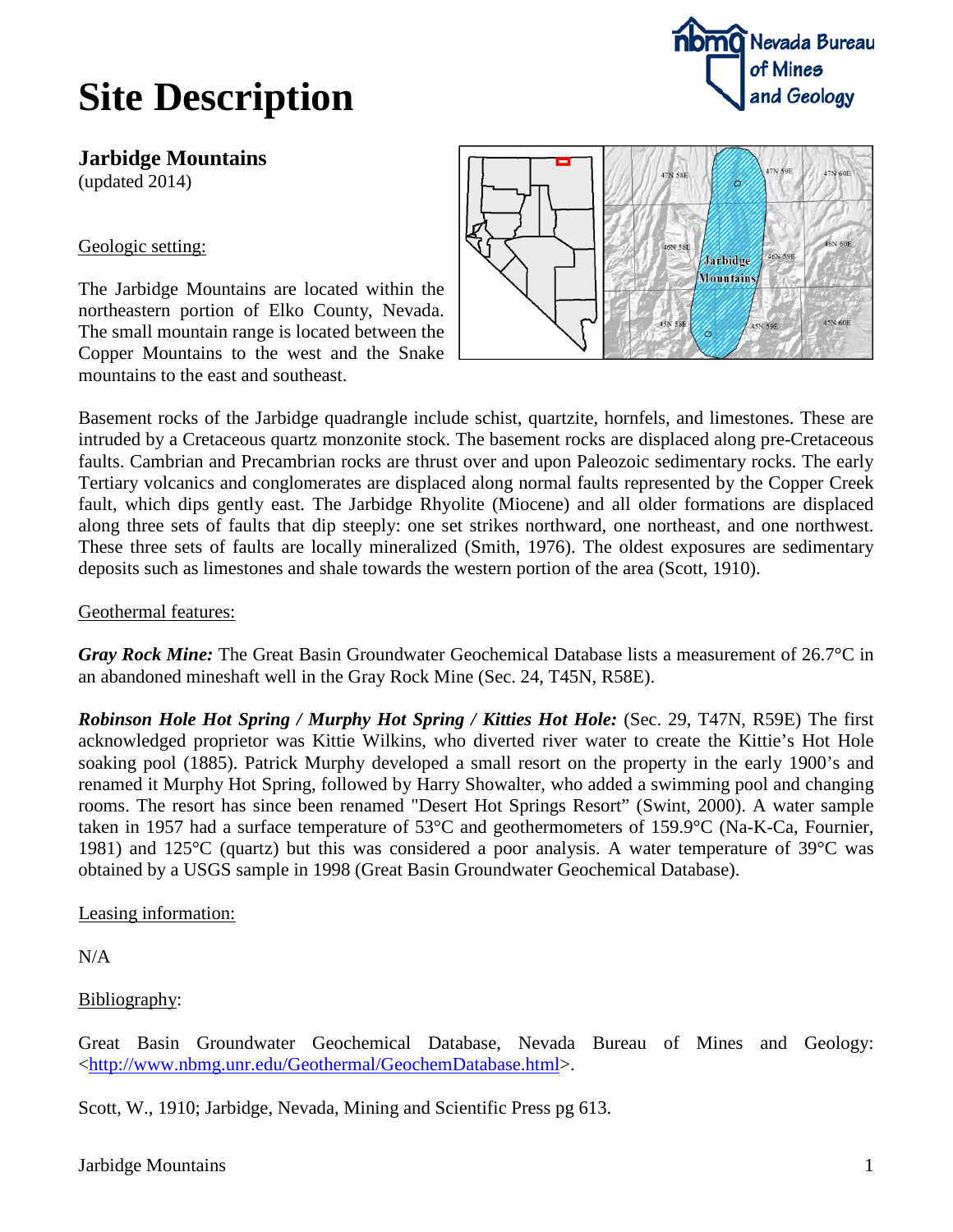# Site Description

## Jarbidge Mountains

(updated 2014)

Geologic setting:

The Jarbidge Mountains are located within the northeastern portion of Elko County, Nevada. The small mountain range is located between the Copper Mountains to the west and the Snake mountains to the east and southeast.

Basement rocks of the Jarbidge quadrangle include schist, quartzite, hornfels, and limestones. These are intruded by a Cretaceous quartz monzonite stock. The basement rocks are displaced along pre-Cretaceous faults. Cambrian and Precambrian rocks are thrust over and upon Paleozoic sedimentary rocks. The early Tertiary volcanics and conglomerates are displaced along normal faults represented by the Copper Creek fault, which dips gently east. The Jarbidge Rhyolite (Miocene) and all older formations are displaced along three sets of faults that dip steeply: one set strikes northward, one northeast, and one northwest. These three sets of faults are locally mineralized (Smith, 1976). The oldest exposures are sedimentary deposits such as limestones and shale towards the western portion of the area (Scott, 1910).

Geothermal features:

***Gray Rock Mine:*** The Great Basin Groundwater Geochemical Database lists a measurement of 26.7°C in an abandoned mineshaft well in the Gray Rock Mine (Sec. 24, T45N, R58E).

***Robinson Hole Hot Spring / Murphy Hot Spring / Kitties Hot Hole:*** (Sec. 29, T47N, R59E) The first acknowledged proprietor was Kittie Wilkins, who diverted river water to create the Kittie's Hot Hole soaking pool (1885). Patrick Murphy developed a small resort on the property in the early 1900's and renamed it Murphy Hot Spring, followed by Harry Showalter, who added a swimming pool and changing rooms. The resort has since been renamed "Desert Hot Springs Resort" (Swint, 2000). A water sample taken in 1957 had a surface temperature of 53°C and geothermometers of 159.9°C (Na-K-Ca, Fournier, 1981) and 125°C (quartz) but this was considered a poor analysis. A water temperature of 39°C was obtained by a USGS sample in 1998 (Great Basin Groundwater Geochemical Database).

Leasing information:

N/A

Bibliography:

Great Basin Groundwater Geochemical Database, Nevada Bureau of Mines and Geology: <http://www.nbmg.unr.edu/Geothermal/GeochemDatabase.html>.

Scott, W., 1910; Jarbidge, Nevada, Mining and Scientific Press pg 613.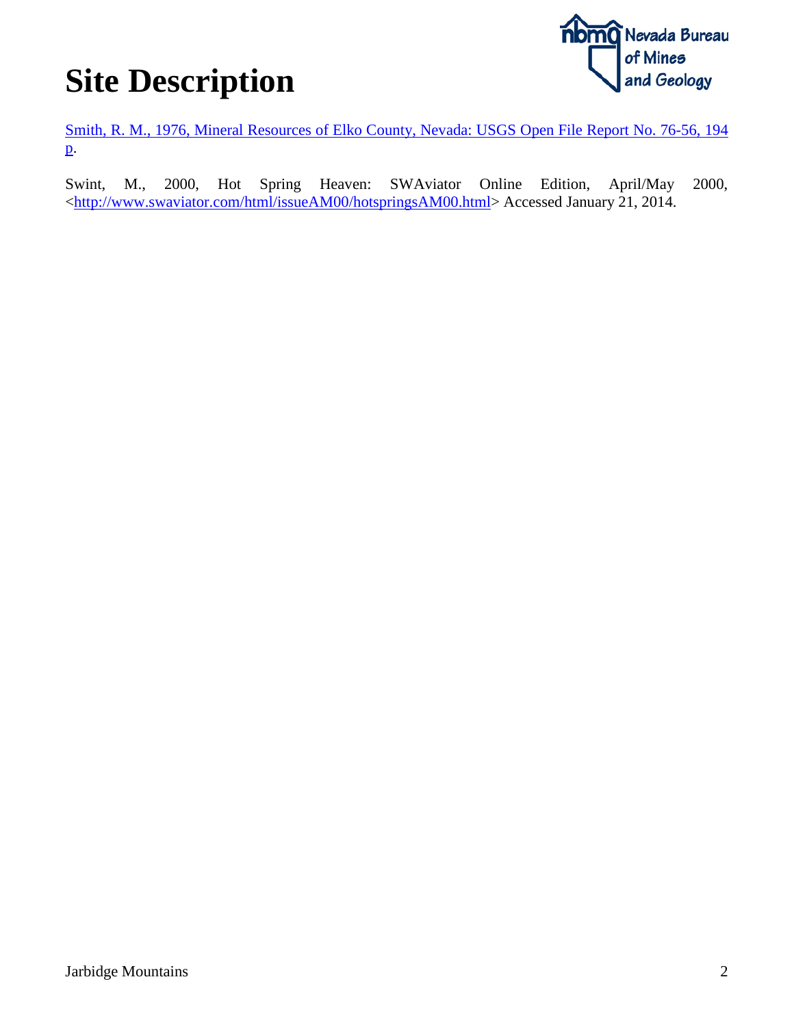# Site Description

Smith, R. M., 1976, Mineral Resources of Elko County, Nevada: USGS Open File Report No. 76-56, 194 p.

Swint, M., 2000, Hot Spring Heaven: SWAviator Online Edition, April/May 2000, <http://www.swaviator.com/html/issueAM00/hotspringsAM00.html> Accessed January 21, 2014.